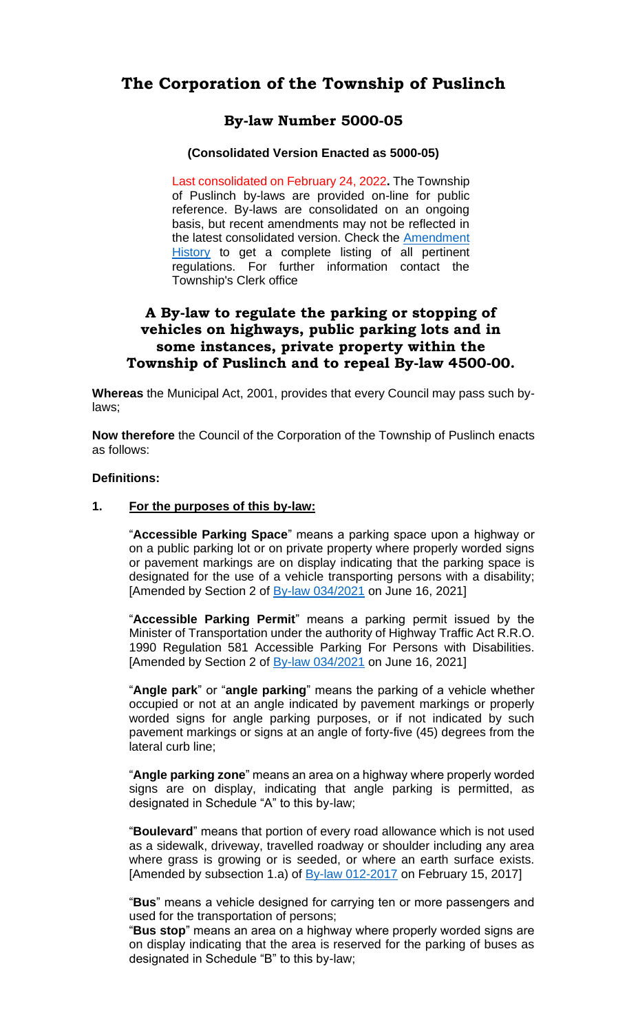# The Corporation of the Township of Puslinch

## By-law Number 5000-05

**(Consolidated Version Enacted as 5000-05)**

Last consolidated on February 24, 2022**.** The Township of Puslinch by-laws are provided on-line for public reference. By-laws are consolidated on an ongoing basis, but recent amendments may not be reflected in the latest consolidated version. Check the Amendment History to get a complete listing of all pertinent regulations. For further information contact the Township's Clerk office

## A By-law to regulate the parking or stopping of vehicles on highways, public parking lots and in some instances, private property within the Township of Puslinch and to repeal By-law 4500-00.

**Whereas** the Municipal Act, 2001, provides that every Council may pass such by-laws;

**Now therefore** the Council of the Corporation of the Township of Puslinch enacts as follows:

**Definitions:**

**1. For the purposes of this by-law:**

"**Accessible Parking Space**" means a parking space upon a highway or on a public parking lot or on private property where properly worded signs or pavement markings are on display indicating that the parking space is designated for the use of a vehicle transporting persons with a disability; [Amended by Section 2 of By-law 034/2021 on June 16, 2021]

"**Accessible Parking Permit**" means a parking permit issued by the Minister of Transportation under the authority of Highway Traffic Act R.R.O. 1990 Regulation 581 Accessible Parking For Persons with Disabilities. [Amended by Section 2 of By-law 034/2021 on June 16, 2021]

"**Angle park**" or "**angle parking**" means the parking of a vehicle whether occupied or not at an angle indicated by pavement markings or properly worded signs for angle parking purposes, or if not indicated by such pavement markings or signs at an angle of forty-five (45) degrees from the lateral curb line;

"**Angle parking zone**" means an area on a highway where properly worded signs are on display, indicating that angle parking is permitted, as designated in Schedule "A" to this by-law;

"**Boulevard**" means that portion of every road allowance which is not used as a sidewalk, driveway, travelled roadway or shoulder including any area where grass is growing or is seeded, or where an earth surface exists. [Amended by subsection 1.a) of By-law 012-2017 on February 15, 2017]

"**Bus**" means a vehicle designed for carrying ten or more passengers and used for the transportation of persons;

"**Bus stop**" means an area on a highway where properly worded signs are on display indicating that the area is reserved for the parking of buses as designated in Schedule "B" to this by-law;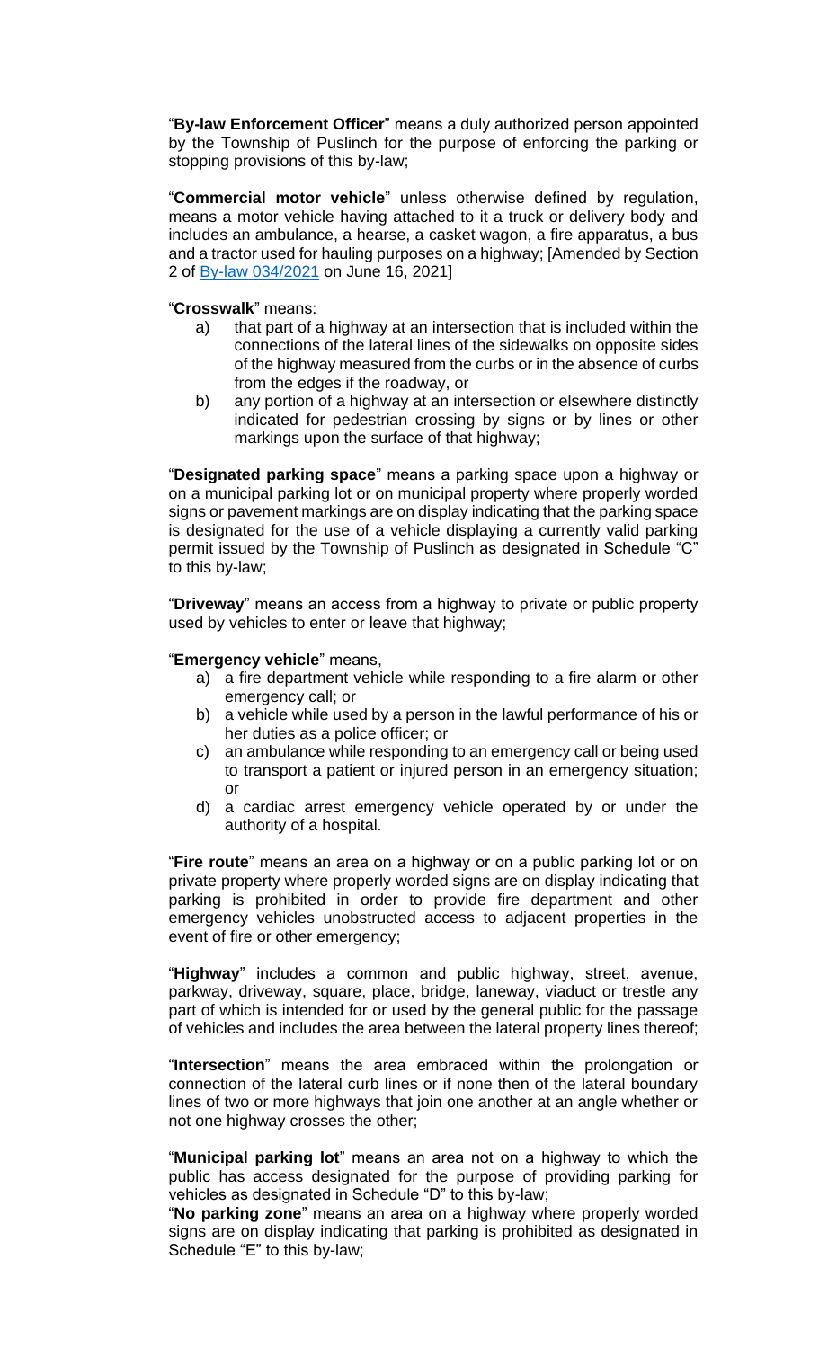"**By-law Enforcement Officer**" means a duly authorized person appointed by the Township of Puslinch for the purpose of enforcing the parking or stopping provisions of this by-law;

"**Commercial motor vehicle**" unless otherwise defined by regulation, means a motor vehicle having attached to it a truck or delivery body and includes an ambulance, a hearse, a casket wagon, a fire apparatus, a bus and a tractor used for hauling purposes on a highway; [Amended by Section 2 of By-law 034/2021 on June 16, 2021]

"**Crosswalk**" means:

a) that part of a highway at an intersection that is included within the connections of the lateral lines of the sidewalks on opposite sides of the highway measured from the curbs or in the absence of curbs from the edges if the roadway, or

b) any portion of a highway at an intersection or elsewhere distinctly indicated for pedestrian crossing by signs or by lines or other markings upon the surface of that highway;

"**Designated parking space**" means a parking space upon a highway or on a municipal parking lot or on municipal property where properly worded signs or pavement markings are on display indicating that the parking space is designated for the use of a vehicle displaying a currently valid parking permit issued by the Township of Puslinch as designated in Schedule "C" to this by-law;

"**Driveway**" means an access from a highway to private or public property used by vehicles to enter or leave that highway;

"**Emergency vehicle**" means,

a) a fire department vehicle while responding to a fire alarm or other emergency call; or

b) a vehicle while used by a person in the lawful performance of his or her duties as a police officer; or

c) an ambulance while responding to an emergency call or being used to transport a patient or injured person in an emergency situation; or

d) a cardiac arrest emergency vehicle operated by or under the authority of a hospital.

"**Fire route**" means an area on a highway or on a public parking lot or on private property where properly worded signs are on display indicating that parking is prohibited in order to provide fire department and other emergency vehicles unobstructed access to adjacent properties in the event of fire or other emergency;

"**Highway**" includes a common and public highway, street, avenue, parkway, driveway, square, place, bridge, laneway, viaduct or trestle any part of which is intended for or used by the general public for the passage of vehicles and includes the area between the lateral property lines thereof;

"**Intersection**" means the area embraced within the prolongation or connection of the lateral curb lines or if none then of the lateral boundary lines of two or more highways that join one another at an angle whether or not one highway crosses the other;

"**Municipal parking lot**" means an area not on a highway to which the public has access designated for the purpose of providing parking for vehicles as designated in Schedule "D" to this by-law;

"**No parking zone**" means an area on a highway where properly worded signs are on display indicating that parking is prohibited as designated in Schedule "E" to this by-law;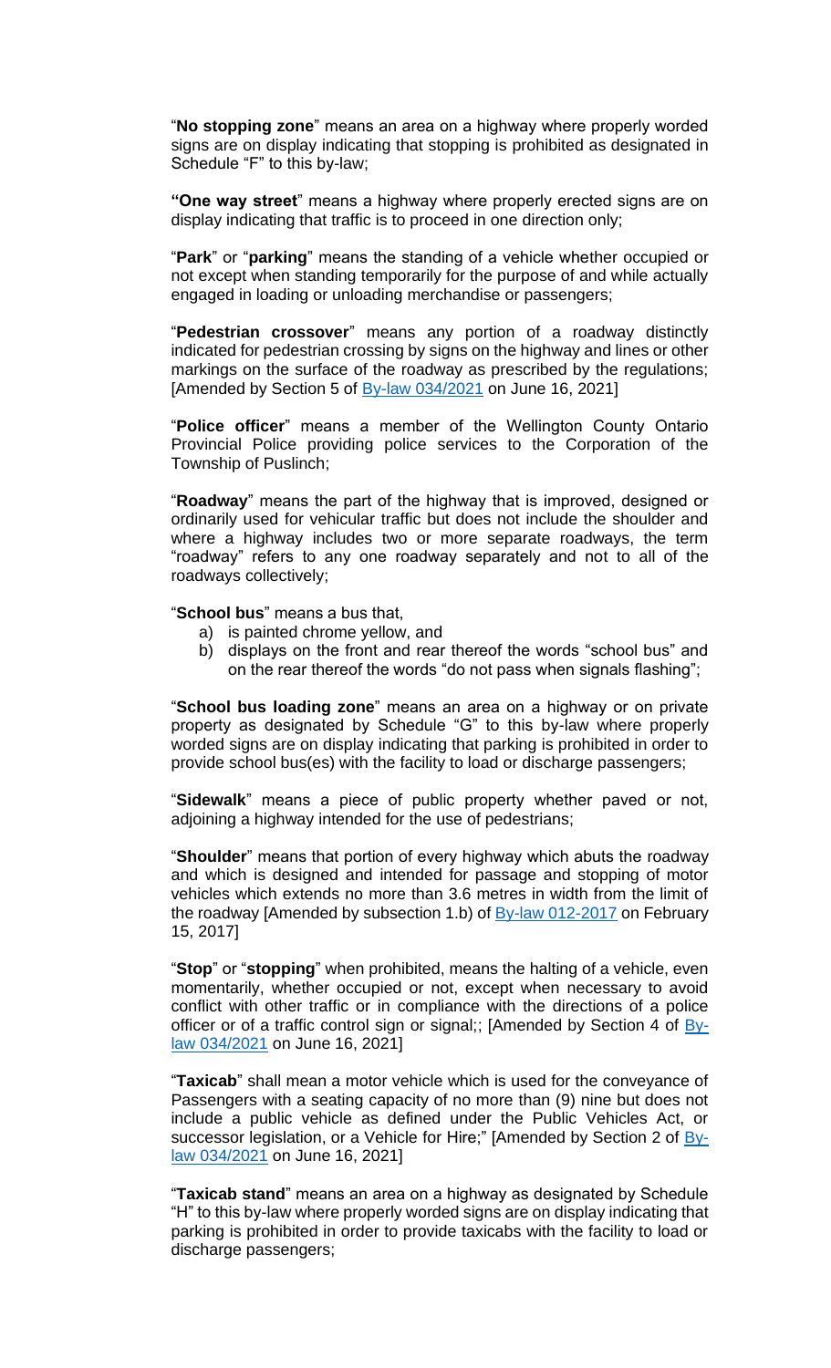"**No stopping zone**" means an area on a highway where properly worded signs are on display indicating that stopping is prohibited as designated in Schedule "F" to this by-law;

**"One way street**" means a highway where properly erected signs are on display indicating that traffic is to proceed in one direction only;

"**Park**" or "**parking**" means the standing of a vehicle whether occupied or not except when standing temporarily for the purpose of and while actually engaged in loading or unloading merchandise or passengers;

"**Pedestrian crossover**" means any portion of a roadway distinctly indicated for pedestrian crossing by signs on the highway and lines or other markings on the surface of the roadway as prescribed by the regulations; [Amended by Section 5 of By-law 034/2021 on June 16, 2021]

"**Police officer**" means a member of the Wellington County Ontario Provincial Police providing police services to the Corporation of the Township of Puslinch;

"**Roadway**" means the part of the highway that is improved, designed or ordinarily used for vehicular traffic but does not include the shoulder and where a highway includes two or more separate roadways, the term "roadway" refers to any one roadway separately and not to all of the roadways collectively;

"**School bus**" means a bus that,

a) is painted chrome yellow, and
b) displays on the front and rear thereof the words "school bus" and on the rear thereof the words "do not pass when signals flashing";

"**School bus loading zone**" means an area on a highway or on private property as designated by Schedule "G" to this by-law where properly worded signs are on display indicating that parking is prohibited in order to provide school bus(es) with the facility to load or discharge passengers;

"**Sidewalk**" means a piece of public property whether paved or not, adjoining a highway intended for the use of pedestrians;

"**Shoulder**" means that portion of every highway which abuts the roadway and which is designed and intended for passage and stopping of motor vehicles which extends no more than 3.6 metres in width from the limit of the roadway [Amended by subsection 1.b) of By-law 012-2017 on February 15, 2017]

"**Stop**" or "**stopping**" when prohibited, means the halting of a vehicle, even momentarily, whether occupied or not, except when necessary to avoid conflict with other traffic or in compliance with the directions of a police officer or of a traffic control sign or signal;; [Amended by Section 4 of By-law 034/2021 on June 16, 2021]

"**Taxicab**" shall mean a motor vehicle which is used for the conveyance of Passengers with a seating capacity of no more than (9) nine but does not include a public vehicle as defined under the Public Vehicles Act, or successor legislation, or a Vehicle for Hire;" [Amended by Section 2 of By-law 034/2021 on June 16, 2021]

"**Taxicab stand**" means an area on a highway as designated by Schedule "H" to this by-law where properly worded signs are on display indicating that parking is prohibited in order to provide taxicabs with the facility to load or discharge passengers;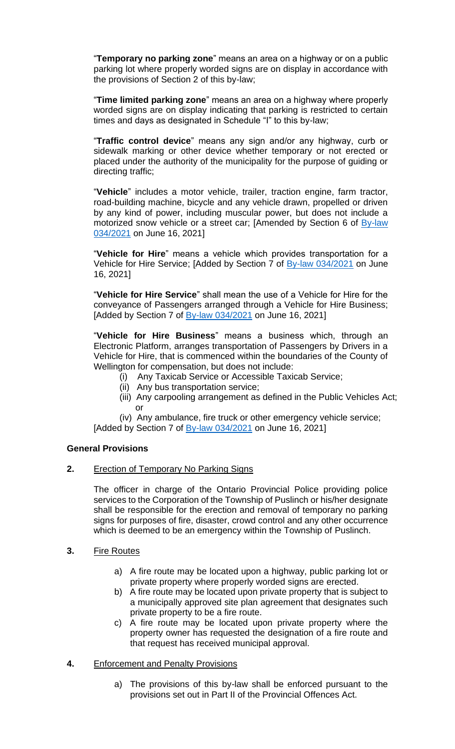"**Temporary no parking zone**" means an area on a highway or on a public parking lot where properly worded signs are on display in accordance with the provisions of Section 2 of this by-law;

"**Time limited parking zone**" means an area on a highway where properly worded signs are on display indicating that parking is restricted to certain times and days as designated in Schedule "I" to this by-law;

"**Traffic control device**" means any sign and/or any highway, curb or sidewalk marking or other device whether temporary or not erected or placed under the authority of the municipality for the purpose of guiding or directing traffic;

"**Vehicle**" includes a motor vehicle, trailer, traction engine, farm tractor, road-building machine, bicycle and any vehicle drawn, propelled or driven by any kind of power, including muscular power, but does not include a motorized snow vehicle or a street car; [Amended by Section 6 of By-law 034/2021 on June 16, 2021]

"**Vehicle for Hire**" means a vehicle which provides transportation for a Vehicle for Hire Service; [Added by Section 7 of By-law 034/2021 on June 16, 2021]

"**Vehicle for Hire Service**" shall mean the use of a Vehicle for Hire for the conveyance of Passengers arranged through a Vehicle for Hire Business; [Added by Section 7 of By-law 034/2021 on June 16, 2021]

"**Vehicle for Hire Business**" means a business which, through an Electronic Platform, arranges transportation of Passengers by Drivers in a Vehicle for Hire, that is commenced within the boundaries of the County of Wellington for compensation, but does not include:

- (i) Any Taxicab Service or Accessible Taxicab Service;
- (ii) Any bus transportation service;
- (iii) Any carpooling arrangement as defined in the Public Vehicles Act; or
- (iv) Any ambulance, fire truck or other emergency vehicle service;

[Added by Section 7 of By-law 034/2021 on June 16, 2021]

### General Provisions

**2.** Erection of Temporary No Parking Signs

The officer in charge of the Ontario Provincial Police providing police services to the Corporation of the Township of Puslinch or his/her designate shall be responsible for the erection and removal of temporary no parking signs for purposes of fire, disaster, crowd control and any other occurrence which is deemed to be an emergency within the Township of Puslinch.

**3.** Fire Routes

a) A fire route may be located upon a highway, public parking lot or private property where properly worded signs are erected.

b) A fire route may be located upon private property that is subject to a municipally approved site plan agreement that designates such private property to be a fire route.

c) A fire route may be located upon private property where the property owner has requested the designation of a fire route and that request has received municipal approval.

**4.** Enforcement and Penalty Provisions

a) The provisions of this by-law shall be enforced pursuant to the provisions set out in Part II of the Provincial Offences Act.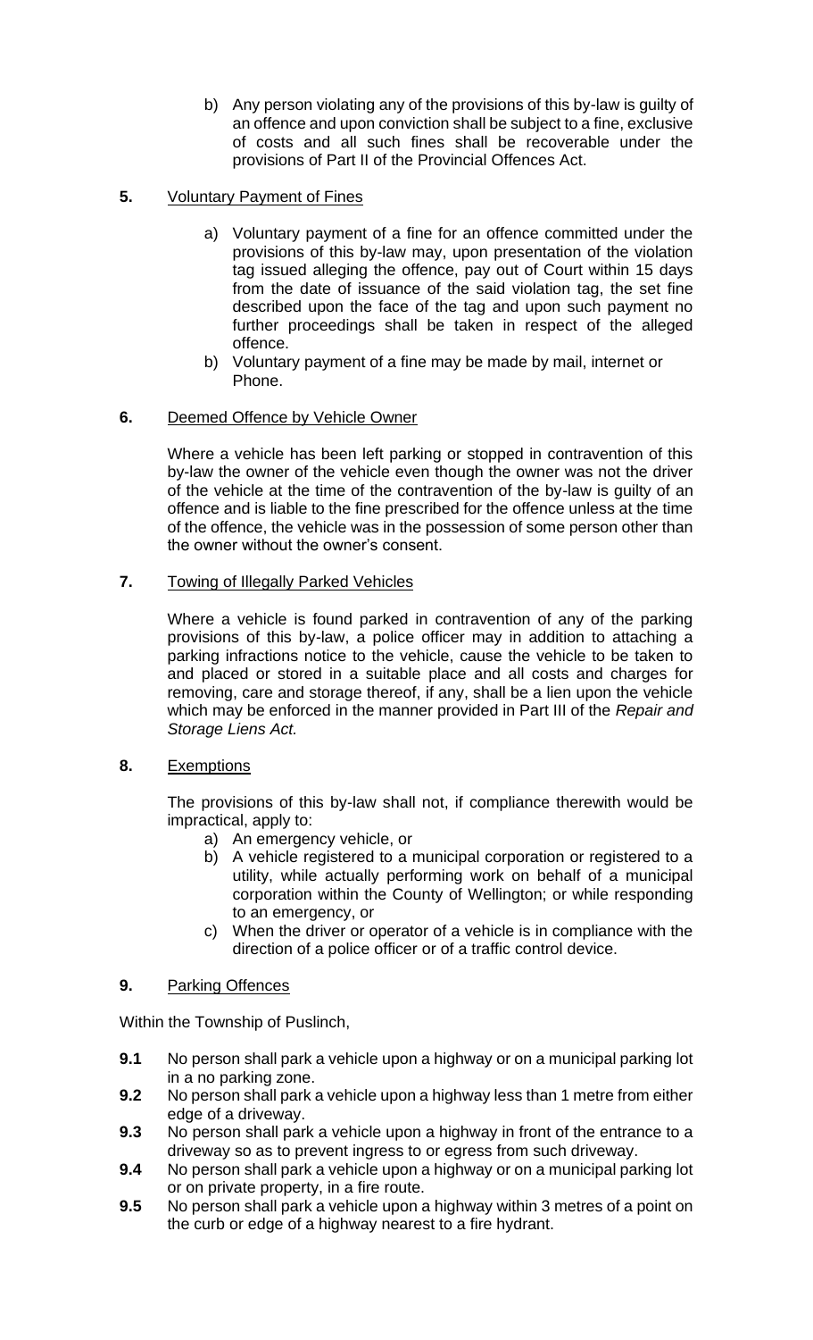b) Any person violating any of the provisions of this by-law is guilty of an offence and upon conviction shall be subject to a fine, exclusive of costs and all such fines shall be recoverable under the provisions of Part II of the Provincial Offences Act.

**5.** Voluntary Payment of Fines

a) Voluntary payment of a fine for an offence committed under the provisions of this by-law may, upon presentation of the violation tag issued alleging the offence, pay out of Court within 15 days from the date of issuance of the said violation tag, the set fine described upon the face of the tag and upon such payment no further proceedings shall be taken in respect of the alleged offence.

b) Voluntary payment of a fine may be made by mail, internet or Phone.

**6.** Deemed Offence by Vehicle Owner

Where a vehicle has been left parking or stopped in contravention of this by-law the owner of the vehicle even though the owner was not the driver of the vehicle at the time of the contravention of the by-law is guilty of an offence and is liable to the fine prescribed for the offence unless at the time of the offence, the vehicle was in the possession of some person other than the owner without the owner's consent.

**7.** Towing of Illegally Parked Vehicles

Where a vehicle is found parked in contravention of any of the parking provisions of this by-law, a police officer may in addition to attaching a parking infractions notice to the vehicle, cause the vehicle to be taken to and placed or stored in a suitable place and all costs and charges for removing, care and storage thereof, if any, shall be a lien upon the vehicle which may be enforced in the manner provided in Part III of the *Repair and Storage Liens Act.*

**8.** Exemptions

The provisions of this by-law shall not, if compliance therewith would be impractical, apply to:

a) An emergency vehicle, or
b) A vehicle registered to a municipal corporation or registered to a utility, while actually performing work on behalf of a municipal corporation within the County of Wellington; or while responding to an emergency, or
c) When the driver or operator of a vehicle is in compliance with the direction of a police officer or of a traffic control device.

**9.** Parking Offences

Within the Township of Puslinch,

**9.1** No person shall park a vehicle upon a highway or on a municipal parking lot in a no parking zone.

**9.2** No person shall park a vehicle upon a highway less than 1 metre from either edge of a driveway.

**9.3** No person shall park a vehicle upon a highway in front of the entrance to a driveway so as to prevent ingress to or egress from such driveway.

**9.4** No person shall park a vehicle upon a highway or on a municipal parking lot or on private property, in a fire route.

**9.5** No person shall park a vehicle upon a highway within 3 metres of a point on the curb or edge of a highway nearest to a fire hydrant.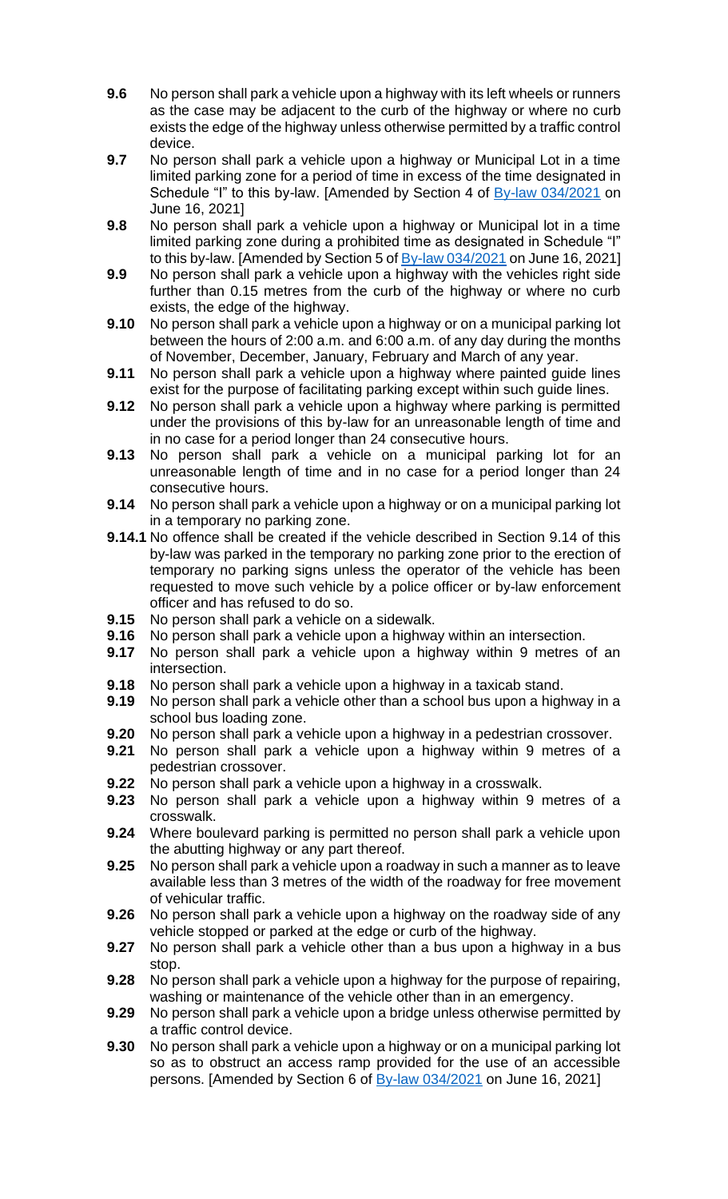**9.6** No person shall park a vehicle upon a highway with its left wheels or runners as the case may be adjacent to the curb of the highway or where no curb exists the edge of the highway unless otherwise permitted by a traffic control device.

**9.7** No person shall park a vehicle upon a highway or Municipal Lot in a time limited parking zone for a period of time in excess of the time designated in Schedule "I" to this by-law. [Amended by Section 4 of By-law 034/2021 on June 16, 2021]

**9.8** No person shall park a vehicle upon a highway or Municipal lot in a time limited parking zone during a prohibited time as designated in Schedule "I" to this by-law. [Amended by Section 5 of By-law 034/2021 on June 16, 2021]

**9.9** No person shall park a vehicle upon a highway with the vehicles right side further than 0.15 metres from the curb of the highway or where no curb exists, the edge of the highway.

**9.10** No person shall park a vehicle upon a highway or on a municipal parking lot between the hours of 2:00 a.m. and 6:00 a.m. of any day during the months of November, December, January, February and March of any year.

**9.11** No person shall park a vehicle upon a highway where painted guide lines exist for the purpose of facilitating parking except within such guide lines.

**9.12** No person shall park a vehicle upon a highway where parking is permitted under the provisions of this by-law for an unreasonable length of time and in no case for a period longer than 24 consecutive hours.

**9.13** No person shall park a vehicle on a municipal parking lot for an unreasonable length of time and in no case for a period longer than 24 consecutive hours.

**9.14** No person shall park a vehicle upon a highway or on a municipal parking lot in a temporary no parking zone.

**9.14.1** No offence shall be created if the vehicle described in Section 9.14 of this by-law was parked in the temporary no parking zone prior to the erection of temporary no parking signs unless the operator of the vehicle has been requested to move such vehicle by a police officer or by-law enforcement officer and has refused to do so.

**9.15** No person shall park a vehicle on a sidewalk.

**9.16** No person shall park a vehicle upon a highway within an intersection.

**9.17** No person shall park a vehicle upon a highway within 9 metres of an intersection.

**9.18** No person shall park a vehicle upon a highway in a taxicab stand.

**9.19** No person shall park a vehicle other than a school bus upon a highway in a school bus loading zone.

**9.20** No person shall park a vehicle upon a highway in a pedestrian crossover.

**9.21** No person shall park a vehicle upon a highway within 9 metres of a pedestrian crossover.

**9.22** No person shall park a vehicle upon a highway in a crosswalk.

**9.23** No person shall park a vehicle upon a highway within 9 metres of a crosswalk.

**9.24** Where boulevard parking is permitted no person shall park a vehicle upon the abutting highway or any part thereof.

**9.25** No person shall park a vehicle upon a roadway in such a manner as to leave available less than 3 metres of the width of the roadway for free movement of vehicular traffic.

**9.26** No person shall park a vehicle upon a highway on the roadway side of any vehicle stopped or parked at the edge or curb of the highway.

**9.27** No person shall park a vehicle other than a bus upon a highway in a bus stop.

**9.28** No person shall park a vehicle upon a highway for the purpose of repairing, washing or maintenance of the vehicle other than in an emergency.

**9.29** No person shall park a vehicle upon a bridge unless otherwise permitted by a traffic control device.

**9.30** No person shall park a vehicle upon a highway or on a municipal parking lot so as to obstruct an access ramp provided for the use of an accessible persons. [Amended by Section 6 of By-law 034/2021 on June 16, 2021]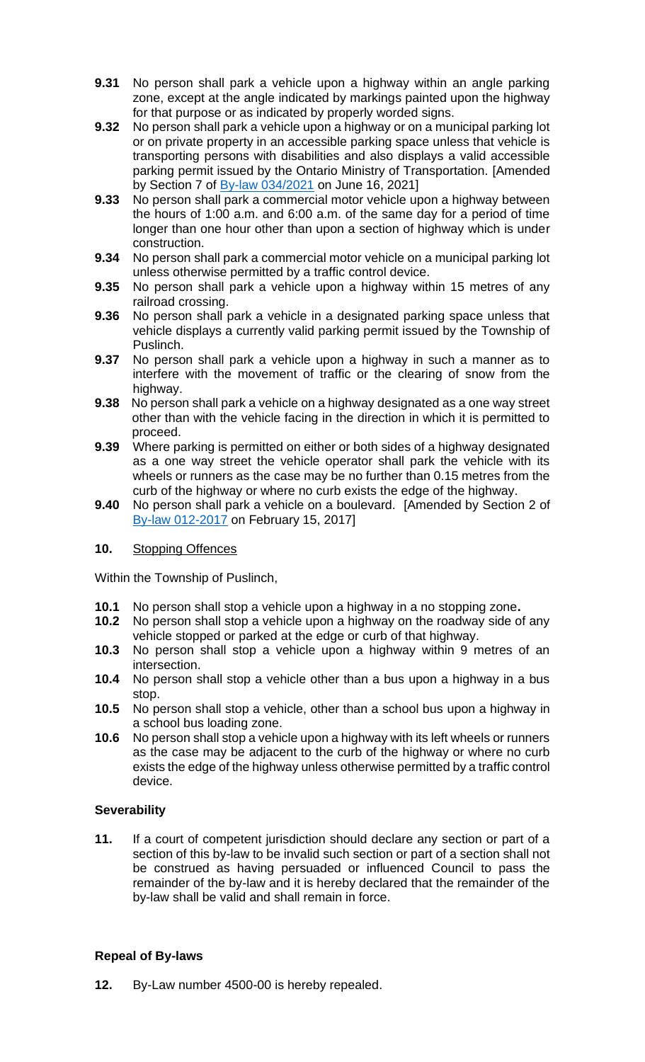**9.31** No person shall park a vehicle upon a highway within an angle parking zone, except at the angle indicated by markings painted upon the highway for that purpose or as indicated by properly worded signs.

**9.32** No person shall park a vehicle upon a highway or on a municipal parking lot or on private property in an accessible parking space unless that vehicle is transporting persons with disabilities and also displays a valid accessible parking permit issued by the Ontario Ministry of Transportation. [Amended by Section 7 of By-law 034/2021 on June 16, 2021]

**9.33** No person shall park a commercial motor vehicle upon a highway between the hours of 1:00 a.m. and 6:00 a.m. of the same day for a period of time longer than one hour other than upon a section of highway which is under construction.

**9.34** No person shall park a commercial motor vehicle on a municipal parking lot unless otherwise permitted by a traffic control device.

**9.35** No person shall park a vehicle upon a highway within 15 metres of any railroad crossing.

**9.36** No person shall park a vehicle in a designated parking space unless that vehicle displays a currently valid parking permit issued by the Township of Puslinch.

**9.37** No person shall park a vehicle upon a highway in such a manner as to interfere with the movement of traffic or the clearing of snow from the highway.

**9.38** No person shall park a vehicle on a highway designated as a one way street other than with the vehicle facing in the direction in which it is permitted to proceed.

**9.39** Where parking is permitted on either or both sides of a highway designated as a one way street the vehicle operator shall park the vehicle with its wheels or runners as the case may be no further than 0.15 metres from the curb of the highway or where no curb exists the edge of the highway.

**9.40** No person shall park a vehicle on a boulevard. [Amended by Section 2 of By-law 012-2017 on February 15, 2017]

**10.** Stopping Offences

Within the Township of Puslinch,

**10.1** No person shall stop a vehicle upon a highway in a no stopping zone**.**

**10.2** No person shall stop a vehicle upon a highway on the roadway side of any vehicle stopped or parked at the edge or curb of that highway.

**10.3** No person shall stop a vehicle upon a highway within 9 metres of an intersection.

**10.4** No person shall stop a vehicle other than a bus upon a highway in a bus stop.

**10.5** No person shall stop a vehicle, other than a school bus upon a highway in a school bus loading zone.

**10.6** No person shall stop a vehicle upon a highway with its left wheels or runners as the case may be adjacent to the curb of the highway or where no curb exists the edge of the highway unless otherwise permitted by a traffic control device.

**Severability**

**11.** If a court of competent jurisdiction should declare any section or part of a section of this by-law to be invalid such section or part of a section shall not be construed as having persuaded or influenced Council to pass the remainder of the by-law and it is hereby declared that the remainder of the by-law shall be valid and shall remain in force.

**Repeal of By-laws**

**12.** By-Law number 4500-00 is hereby repealed.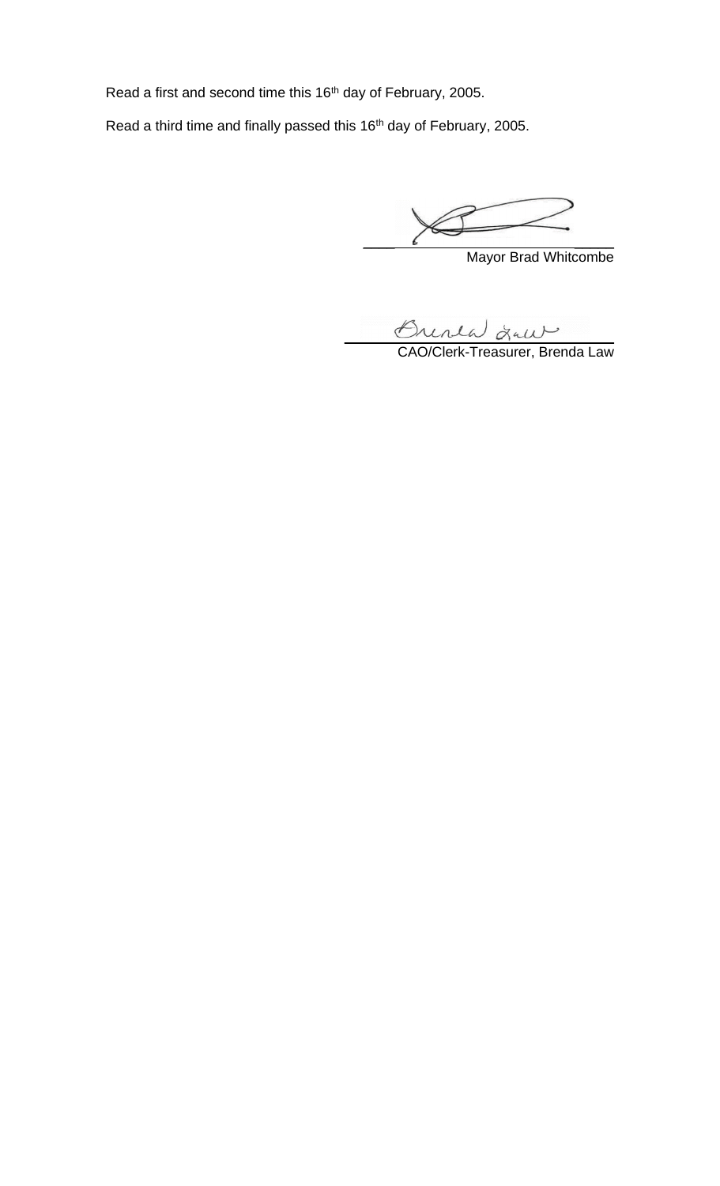Read a first and second time this 16th day of February, 2005.

Read a third time and finally passed this 16th day of February, 2005.

Mayor Brad Whitcombe

CAO/Clerk-Treasurer, Brenda Law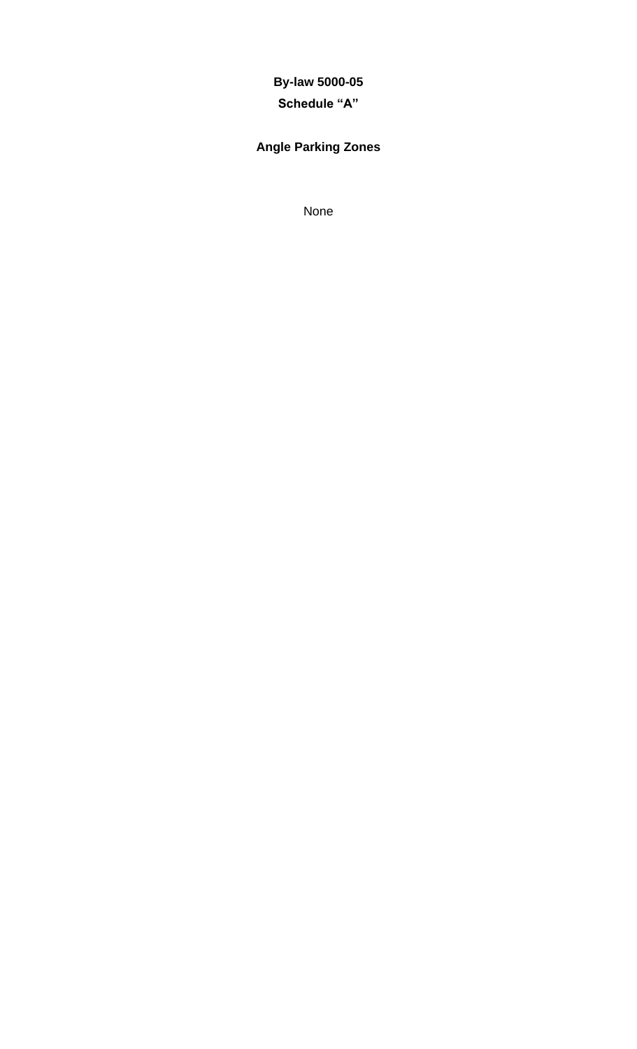**By-law 5000-05**

**Schedule “A”**

**Angle Parking Zones**

None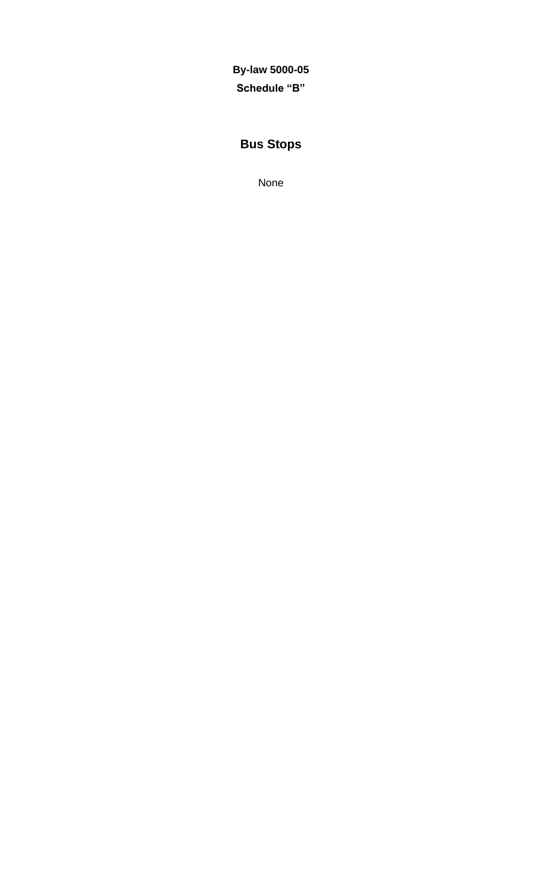**By-law 5000-05**

**Schedule “B”**

## Bus Stops

None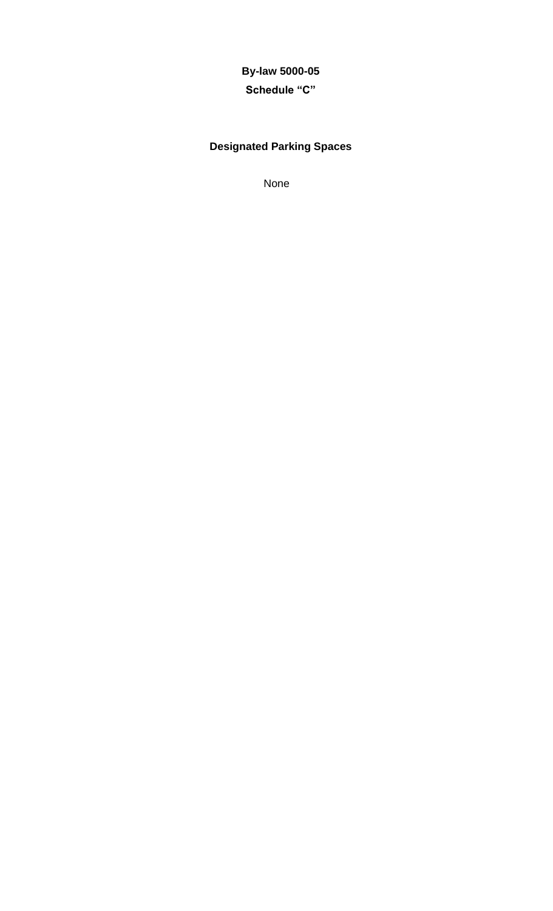**By-law 5000-05**
**Schedule “C”**

## Designated Parking Spaces

None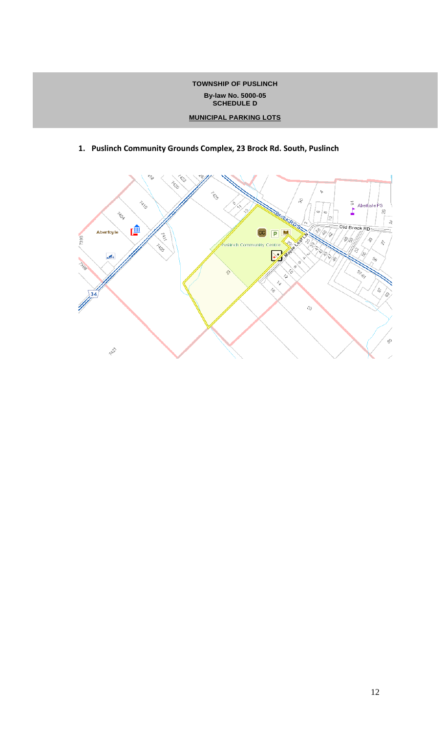**TOWNSHIP OF PUSLINCH**

**By-law No. 5000-05**
**SCHEDULE D**

**MUNICIPAL PARKING LOTS**

1. **Puslinch Community Grounds Complex, 23 Brock Rd. South, Puslinch**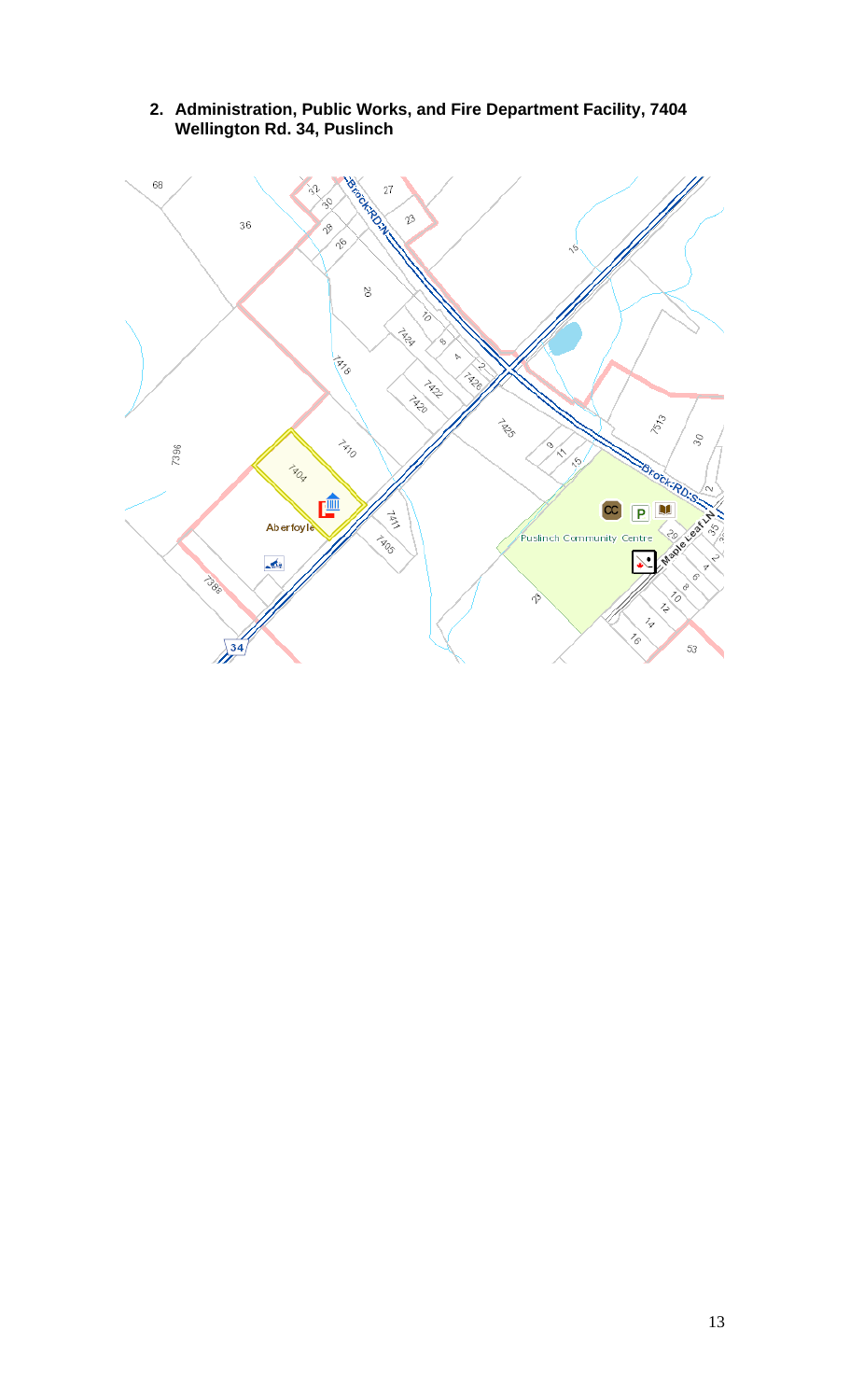2. **Administration, Public Works, and Fire Department Facility, 7404 Wellington Rd. 34, Puslinch**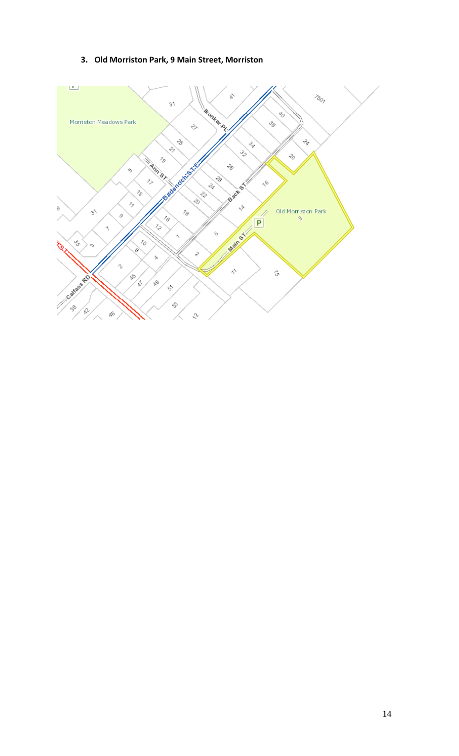**3. Old Morriston Park, 9 Main Street, Morriston**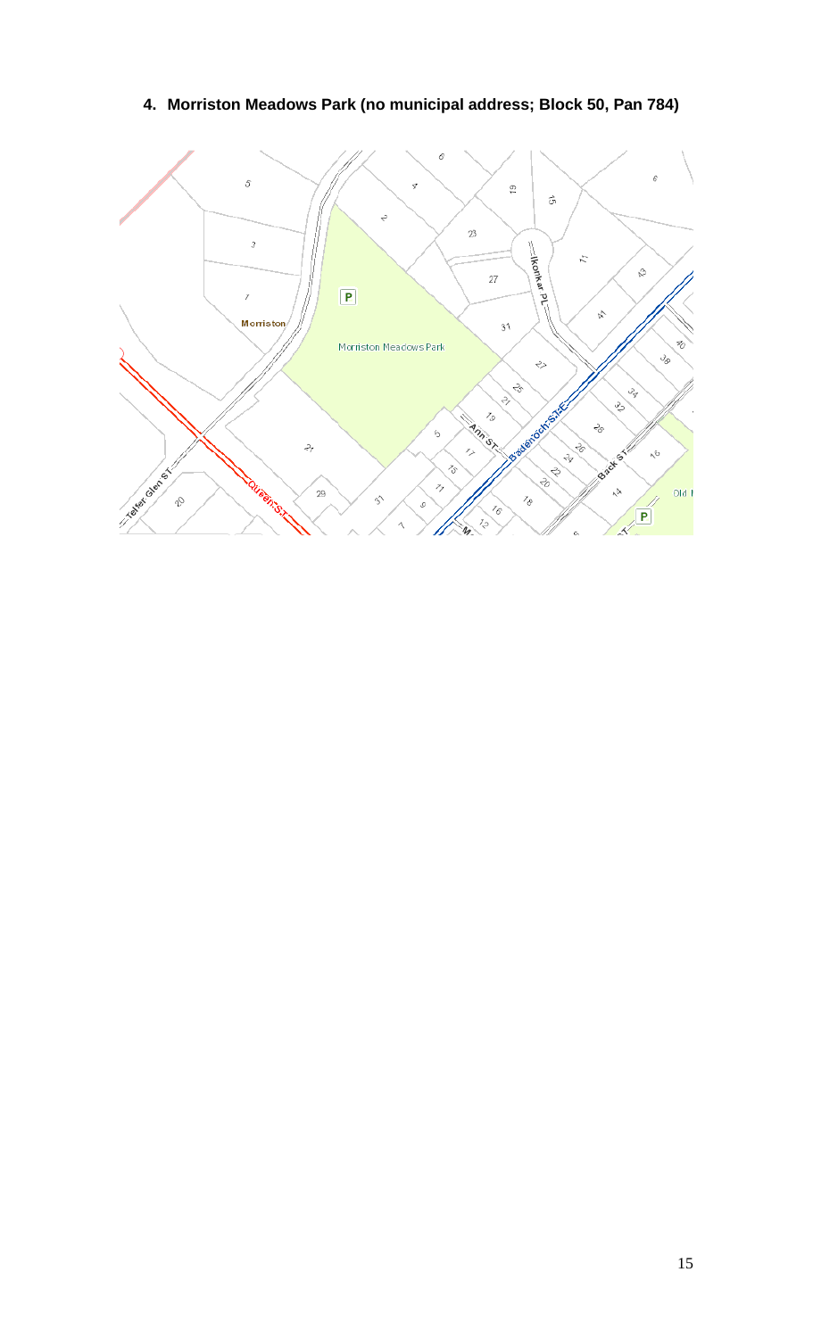**4. Morriston Meadows Park (no municipal address; Block 50, Pan 784)**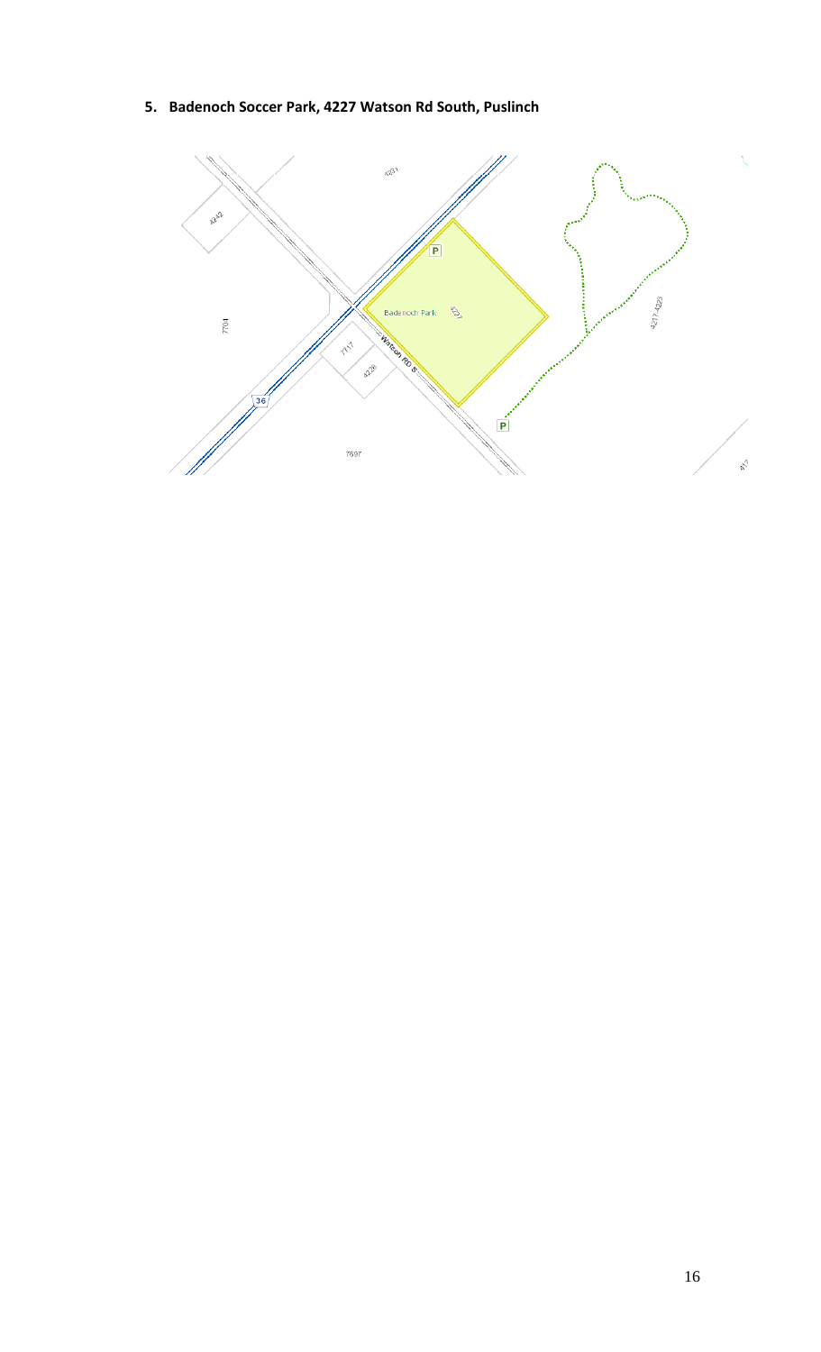5. **Badenoch Soccer Park, 4227 Watson Rd South, Puslinch**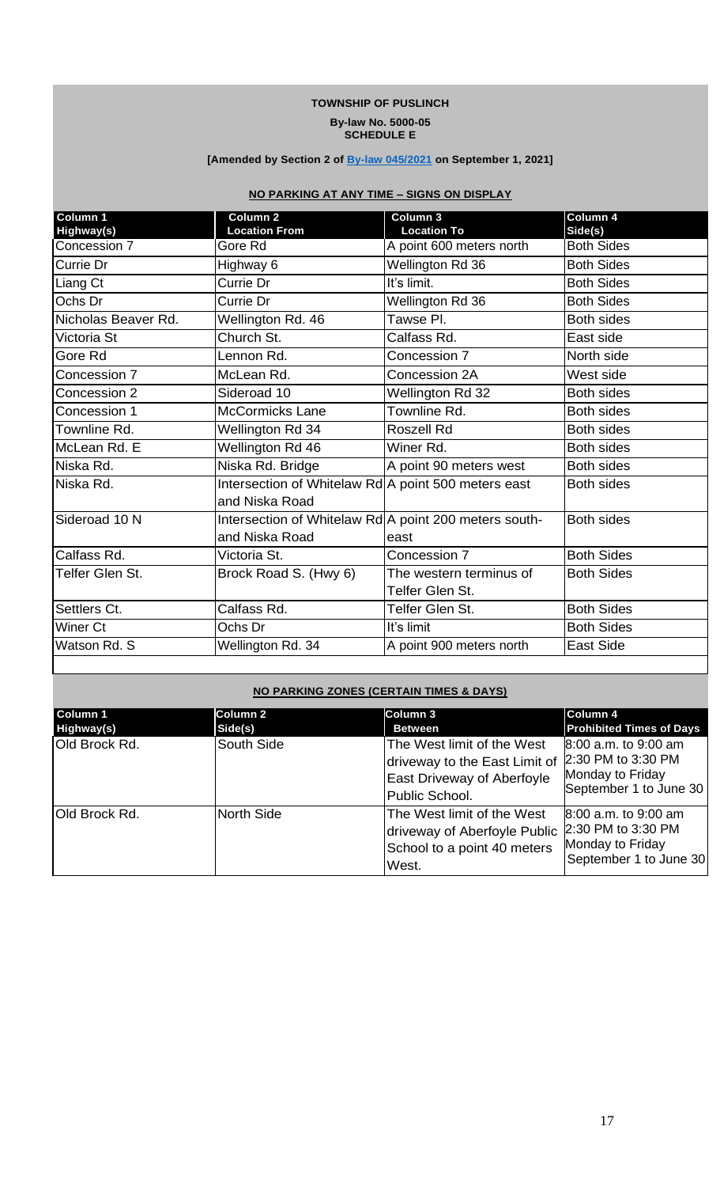**TOWNSHIP OF PUSLINCH**

**By-law No. 5000-05**
**SCHEDULE E**

**[Amended by Section 2 of By-law 045/2021 on September 1, 2021]**

**NO PARKING AT ANY TIME – SIGNS ON DISPLAY**

| Column 1 Highway(s) | Column 2 Location From | Column 3 Location To | Column 4 Side(s) |
|---|---|---|---|
| Concession 7 | Gore Rd | A point 600 meters north | Both Sides |
| Currie Dr | Highway 6 | Wellington Rd 36 | Both Sides |
| Liang Ct | Currie Dr | It's limit. | Both Sides |
| Ochs Dr | Currie Dr | Wellington Rd 36 | Both Sides |
| Nicholas Beaver Rd. | Wellington Rd. 46 | Tawse Pl. | Both sides |
| Victoria St | Church St. | Calfass Rd. | East side |
| Gore Rd | Lennon Rd. | Concession 7 | North side |
| Concession 7 | McLean Rd. | Concession 2A | West side |
| Concession 2 | Sideroad 10 | Wellington Rd 32 | Both sides |
| Concession 1 | McCormicks Lane | Townline Rd. | Both sides |
| Townline Rd. | Wellington Rd 34 | Roszell Rd | Both sides |
| McLean Rd. E | Wellington Rd 46 | Winer Rd. | Both sides |
| Niska Rd. | Niska Rd. Bridge | A point 90 meters west | Both sides |
| Niska Rd. | Intersection of Whitelaw Rd and Niska Road | A point 500 meters east | Both sides |
| Sideroad 10 N | Intersection of Whitelaw Rd and Niska Road | A point 200 meters south-east | Both sides |
| Calfass Rd. | Victoria St. | Concession 7 | Both Sides |
| Telfer Glen St. | Brock Road S. (Hwy 6) | The western terminus of Telfer Glen St. | Both Sides |
| Settlers Ct. | Calfass Rd. | Telfer Glen St. | Both Sides |
| Winer Ct | Ochs Dr | It's limit | Both Sides |
| Watson Rd. S | Wellington Rd. 34 | A point 900 meters north | East Side |

**NO PARKING ZONES (CERTAIN TIMES & DAYS)**

| Column 1 Highway(s) | Column 2 Side(s) | Column 3 Between | Column 4 Prohibited Times of Days |
|---|---|---|---|
| Old Brock Rd. | South Side | The West limit of the West driveway to the East Limit of East Driveway of Aberfoyle Public School. | 8:00 a.m. to 9:00 am 2:30 PM to 3:30 PM Monday to Friday September 1 to June 30 |
| Old Brock Rd. | North Side | The West limit of the West driveway of Aberfoyle Public School to a point 40 meters West. | 8:00 a.m. to 9:00 am 2:30 PM to 3:30 PM Monday to Friday September 1 to June 30 |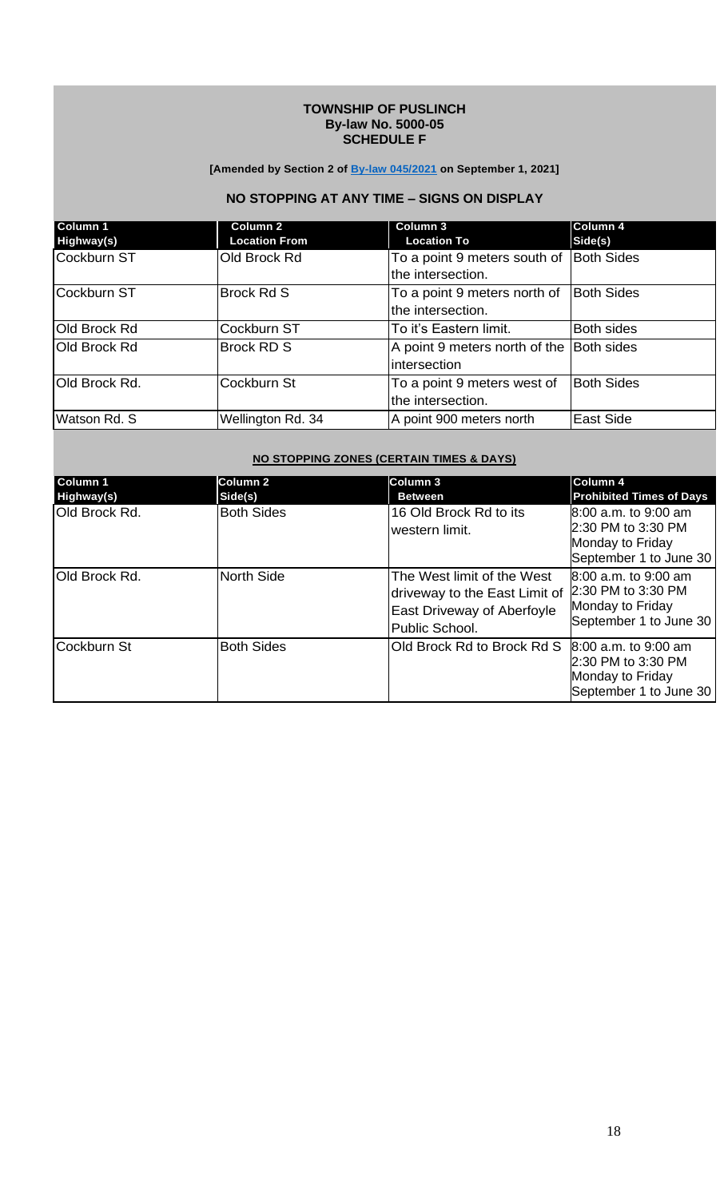**TOWNSHIP OF PUSLINCH**
**By-law No. 5000-05**
**SCHEDULE F**

**[Amended by Section 2 of By-law 045/2021 on September 1, 2021]**

## NO STOPPING AT ANY TIME – SIGNS ON DISPLAY

| Column 1<br>Highway(s) | Column 2<br>Location From | Column 3<br>Location To | Column 4<br>Side(s) |
|---|---|---|---|
| Cockburn ST | Old Brock Rd | To a point 9 meters south of the intersection. | Both Sides |
| Cockburn ST | Brock Rd S | To a point 9 meters north of the intersection. | Both Sides |
| Old Brock Rd | Cockburn ST | To it's Eastern limit. | Both sides |
| Old Brock Rd | Brock RD S | A point 9 meters north of the intersection | Both sides |
| Old Brock Rd. | Cockburn St | To a point 9 meters west of the intersection. | Both Sides |
| Watson Rd. S | Wellington Rd. 34 | A point 900 meters north | East Side |

## NO STOPPING ZONES (CERTAIN TIMES & DAYS)

| Column 1<br>Highway(s) | Column 2<br>Side(s) | Column 3<br>Between | Column 4<br>Prohibited Times of Days |
|---|---|---|---|
| Old Brock Rd. | Both Sides | 16 Old Brock Rd to its western limit. | 8:00 a.m. to 9:00 am<br>2:30 PM to 3:30 PM<br>Monday to Friday<br>September 1 to June 30 |
| Old Brock Rd. | North Side | The West limit of the West driveway to the East Limit of East Driveway of Aberfoyle Public School. | 8:00 a.m. to 9:00 am<br>2:30 PM to 3:30 PM<br>Monday to Friday<br>September 1 to June 30 |
| Cockburn St | Both Sides | Old Brock Rd to Brock Rd S | 8:00 a.m. to 9:00 am<br>2:30 PM to 3:30 PM<br>Monday to Friday<br>September 1 to June 30 |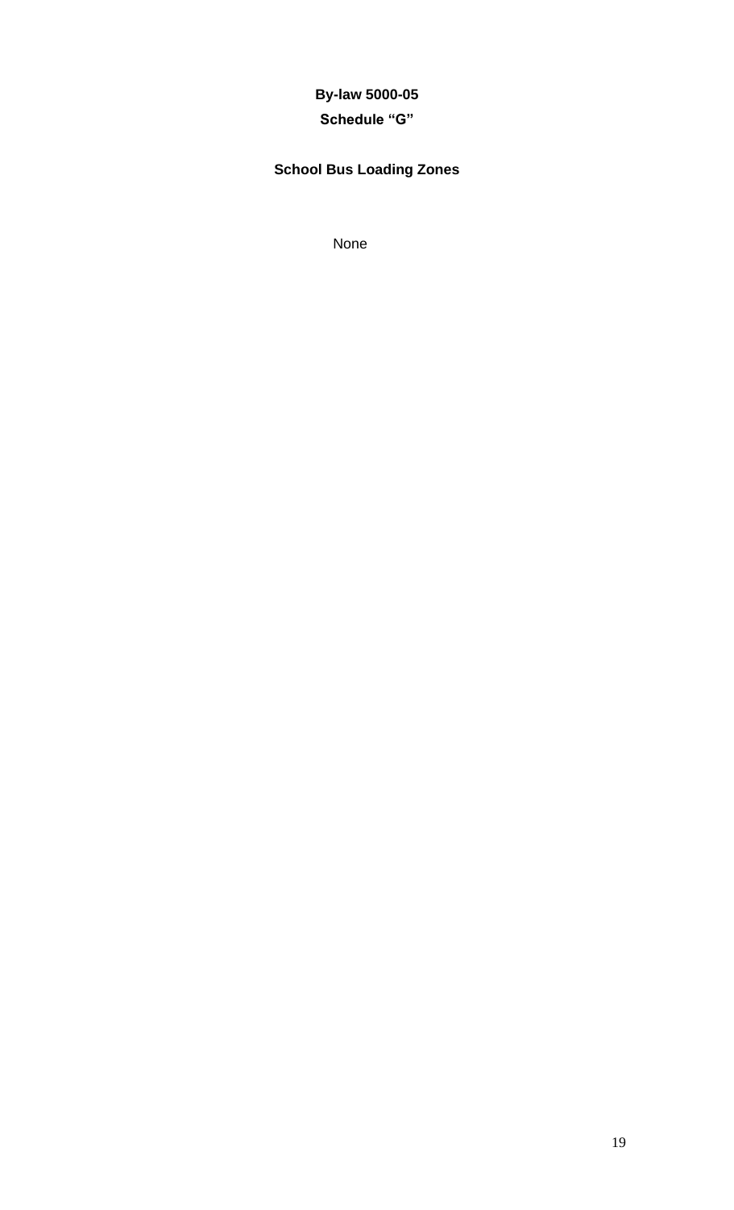# By-law 5000-05

## Schedule “G”

## School Bus Loading Zones

None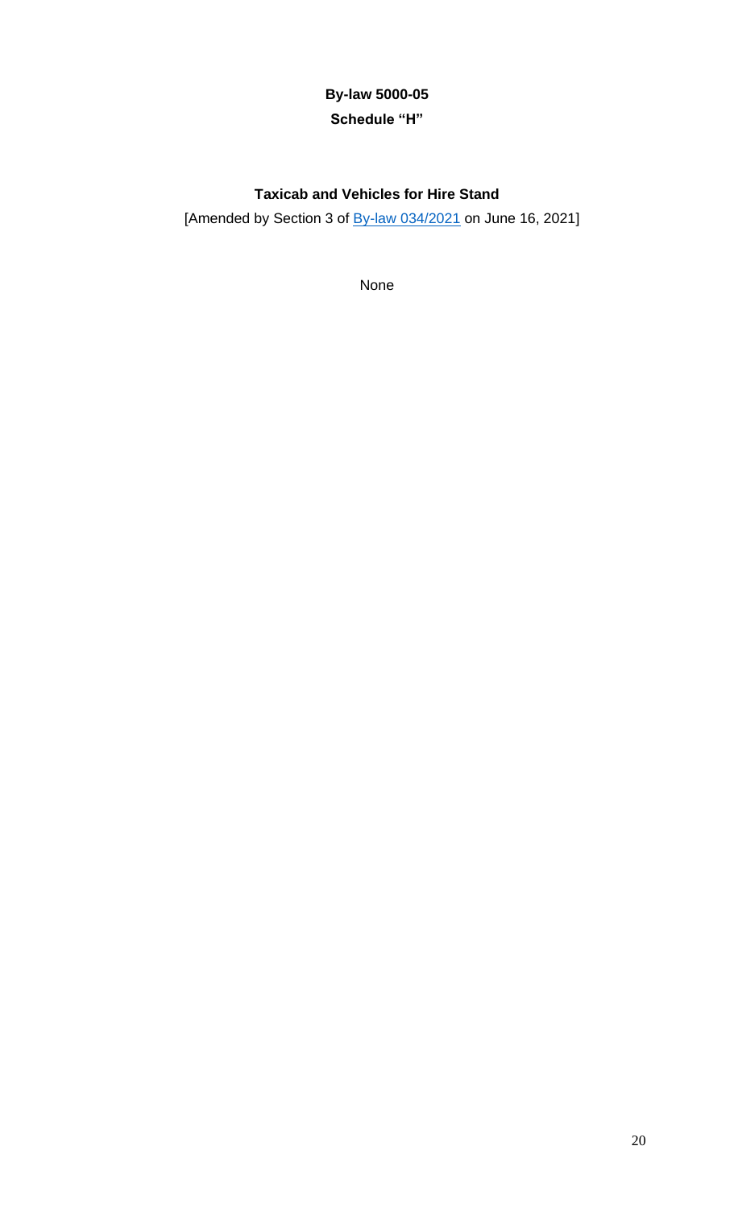**By-law 5000-05**

**Schedule "H"**

**Taxicab and Vehicles for Hire Stand**

[Amended by Section 3 of By-law 034/2021 on June 16, 2021]

None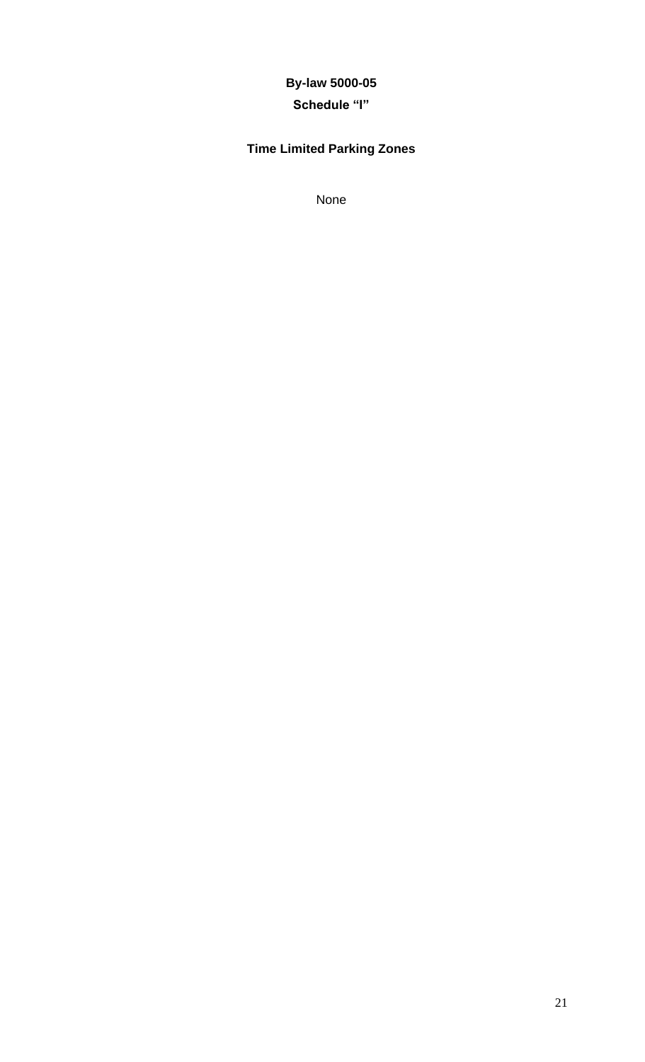**By-law 5000-05**

**Schedule “I”**

**Time Limited Parking Zones**

None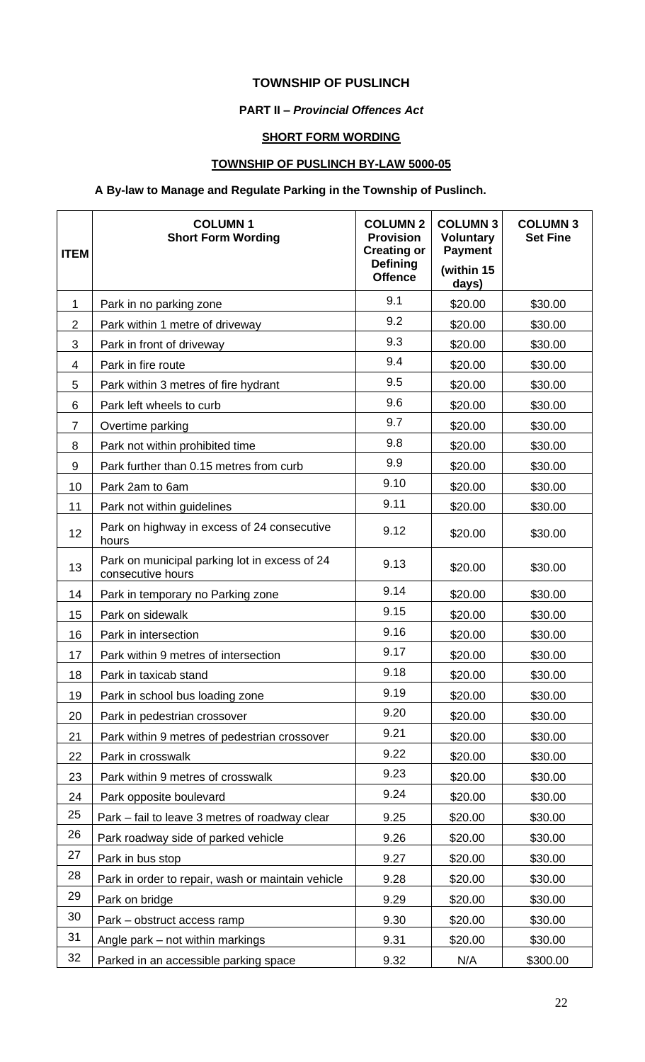**TOWNSHIP OF PUSLINCH**

**PART II – *Provincial Offences Act***

**SHORT FORM WORDING**

**TOWNSHIP OF PUSLINCH BY-LAW 5000-05**

**A By-law to Manage and Regulate Parking in the Township of Puslinch.**

| ITEM | COLUMN 1 Short Form Wording | COLUMN 2 Provision Creating or Defining Offence | COLUMN 3 Voluntary Payment (within 15 days) | COLUMN 3 Set Fine |
|---|---|---|---|---|
| 1 | Park in no parking zone | 9.1 | $20.00 | $30.00 |
| 2 | Park within 1 metre of driveway | 9.2 | $20.00 | $30.00 |
| 3 | Park in front of driveway | 9.3 | $20.00 | $30.00 |
| 4 | Park in fire route | 9.4 | $20.00 | $30.00 |
| 5 | Park within 3 metres of fire hydrant | 9.5 | $20.00 | $30.00 |
| 6 | Park left wheels to curb | 9.6 | $20.00 | $30.00 |
| 7 | Overtime parking | 9.7 | $20.00 | $30.00 |
| 8 | Park not within prohibited time | 9.8 | $20.00 | $30.00 |
| 9 | Park further than 0.15 metres from curb | 9.9 | $20.00 | $30.00 |
| 10 | Park 2am to 6am | 9.10 | $20.00 | $30.00 |
| 11 | Park not within guidelines | 9.11 | $20.00 | $30.00 |
| 12 | Park on highway in excess of 24 consecutive hours | 9.12 | $20.00 | $30.00 |
| 13 | Park on municipal parking lot in excess of 24 consecutive hours | 9.13 | $20.00 | $30.00 |
| 14 | Park in temporary no Parking zone | 9.14 | $20.00 | $30.00 |
| 15 | Park on sidewalk | 9.15 | $20.00 | $30.00 |
| 16 | Park in intersection | 9.16 | $20.00 | $30.00 |
| 17 | Park within 9 metres of intersection | 9.17 | $20.00 | $30.00 |
| 18 | Park in taxicab stand | 9.18 | $20.00 | $30.00 |
| 19 | Park in school bus loading zone | 9.19 | $20.00 | $30.00 |
| 20 | Park in pedestrian crossover | 9.20 | $20.00 | $30.00 |
| 21 | Park within 9 metres of pedestrian crossover | 9.21 | $20.00 | $30.00 |
| 22 | Park in crosswalk | 9.22 | $20.00 | $30.00 |
| 23 | Park within 9 metres of crosswalk | 9.23 | $20.00 | $30.00 |
| 24 | Park opposite boulevard | 9.24 | $20.00 | $30.00 |
| 25 | Park – fail to leave 3 metres of roadway clear | 9.25 | $20.00 | $30.00 |
| 26 | Park roadway side of parked vehicle | 9.26 | $20.00 | $30.00 |
| 27 | Park in bus stop | 9.27 | $20.00 | $30.00 |
| 28 | Park in order to repair, wash or maintain vehicle | 9.28 | $20.00 | $30.00 |
| 29 | Park on bridge | 9.29 | $20.00 | $30.00 |
| 30 | Park – obstruct access ramp | 9.30 | $20.00 | $30.00 |
| 31 | Angle park – not within markings | 9.31 | $20.00 | $30.00 |
| 32 | Parked in an accessible parking space | 9.32 | N/A | $300.00 |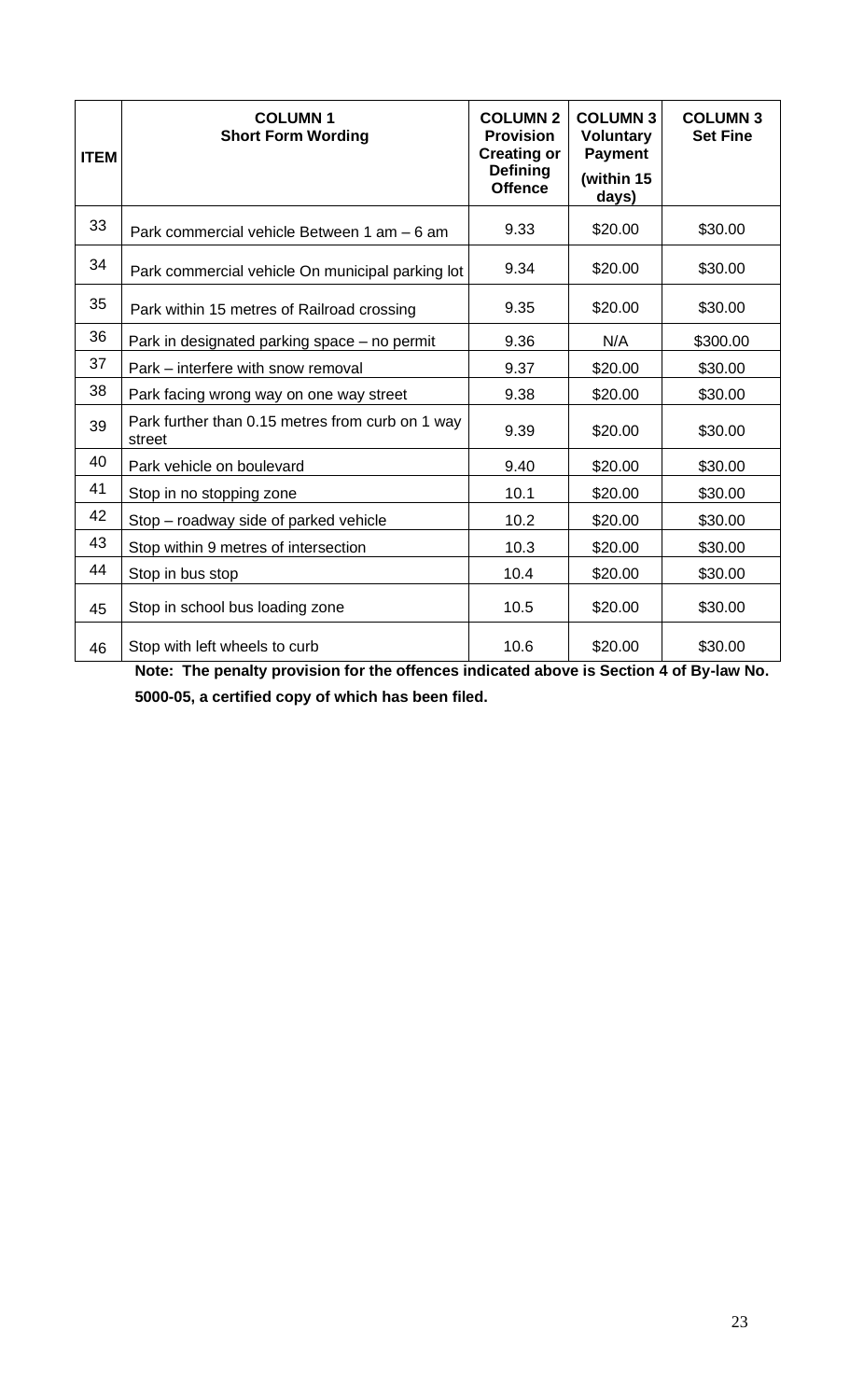| ITEM | COLUMN 1 Short Form Wording | COLUMN 2 Provision Creating or Defining Offence | COLUMN 3 Voluntary Payment (within 15 days) | COLUMN 3 Set Fine |
|---|---|---|---|---|
| 33 | Park commercial vehicle Between 1 am – 6 am | 9.33 | $20.00 | $30.00 |
| 34 | Park commercial vehicle On municipal parking lot | 9.34 | $20.00 | $30.00 |
| 35 | Park within 15 metres of Railroad crossing | 9.35 | $20.00 | $30.00 |
| 36 | Park in designated parking space – no permit | 9.36 | N/A | $300.00 |
| 37 | Park – interfere with snow removal | 9.37 | $20.00 | $30.00 |
| 38 | Park facing wrong way on one way street | 9.38 | $20.00 | $30.00 |
| 39 | Park further than 0.15 metres from curb on 1 way street | 9.39 | $20.00 | $30.00 |
| 40 | Park vehicle on boulevard | 9.40 | $20.00 | $30.00 |
| 41 | Stop in no stopping zone | 10.1 | $20.00 | $30.00 |
| 42 | Stop – roadway side of parked vehicle | 10.2 | $20.00 | $30.00 |
| 43 | Stop within 9 metres of intersection | 10.3 | $20.00 | $30.00 |
| 44 | Stop in bus stop | 10.4 | $20.00 | $30.00 |
| 45 | Stop in school bus loading zone | 10.5 | $20.00 | $30.00 |
| 46 | Stop with left wheels to curb | 10.6 | $20.00 | $30.00 |

**Note: The penalty provision for the offences indicated above is Section 4 of By-law No. 5000-05, a certified copy of which has been filed.**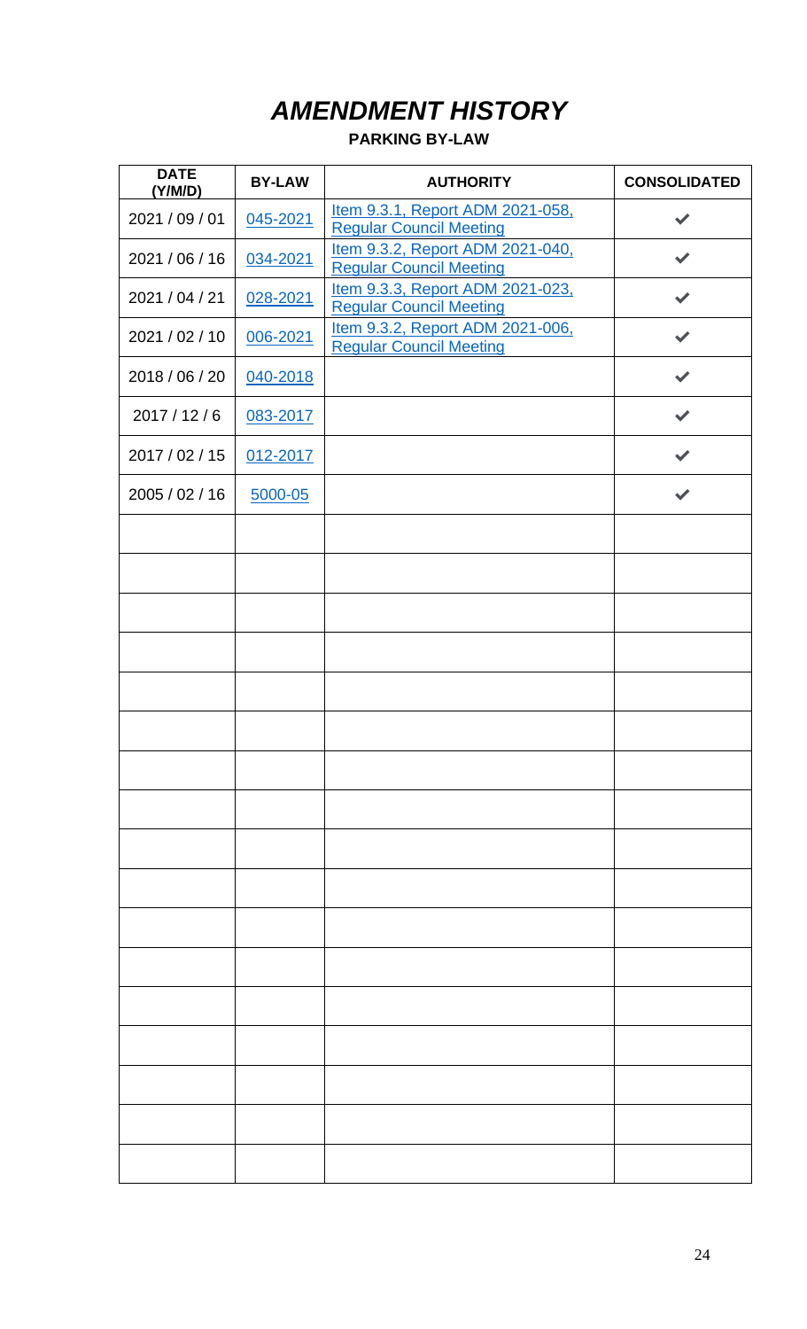# *AMENDMENT HISTORY*

**PARKING BY-LAW**

| DATE (Y/M/D) | BY-LAW | AUTHORITY | CONSOLIDATED |
|---|---|---|---|
| 2021 / 09 / 01 | 045-2021 | Item 9.3.1, Report ADM 2021-058, Regular Council Meeting | ✔ |
| 2021 / 06 / 16 | 034-2021 | Item 9.3.2, Report ADM 2021-040, Regular Council Meeting | ✔ |
| 2021 / 04 / 21 | 028-2021 | Item 9.3.3, Report ADM 2021-023, Regular Council Meeting | ✔ |
| 2021 / 02 / 10 | 006-2021 | Item 9.3.2, Report ADM 2021-006, Regular Council Meeting | ✔ |
| 2018 / 06 / 20 | 040-2018 | | ✔ |
| 2017 / 12 / 6 | 083-2017 | | ✔ |
| 2017 / 02 / 15 | 012-2017 | | ✔ |
| 2005 / 02 / 16 | 5000-05 | | ✔ |
| | | | |
| | | | |
| | | | |
| | | | |
| | | | |
| | | | |
| | | | |
| | | | |
| | | | |
| | | | |
| | | | |
| | | | |
| | | | |
| | | | |
| | | | |
| | | | |
| | | | |